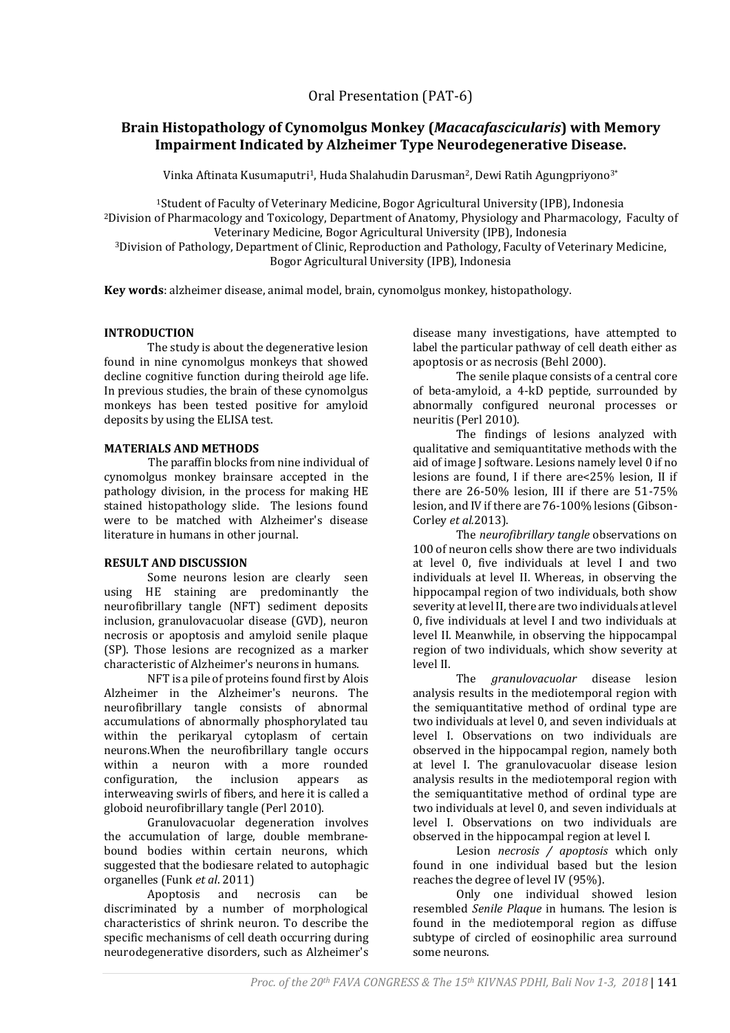Oral Presentation (PAT-6)

# Brain Histopathology of Cynomolgus Monkey (*Macacafascicularis*) with Memory Impairment Indicated by Alzheimer Type Neurodegenerative Disease.

Vinka Aftinata Kusumaputri[1], Huda Shalahudin Darusman[2], Dewi Ratih Agungpriyono[3*]

[1]Student of Faculty of Veterinary Medicine, Bogor Agricultural University (IPB), Indonesia
[2]Division of Pharmacology and Toxicology, Department of Anatomy, Physiology and Pharmacology, Faculty of Veterinary Medicine, Bogor Agricultural University (IPB), Indonesia
[3]Division of Pathology, Department of Clinic, Reproduction and Pathology, Faculty of Veterinary Medicine, Bogor Agricultural University (IPB), Indonesia

**Key words**: alzheimer disease, animal model, brain, cynomolgus monkey, histopathology.

## INTRODUCTION

The study is about the degenerative lesion found in nine cynomolgus monkeys that showed decline cognitive function during theirold age life. In previous studies, the brain of these cynomolgus monkeys has been tested positive for amyloid deposits by using the ELISA test.

## MATERIALS AND METHODS

The paraffin blocks from nine individual of cynomolgus monkey brainsare accepted in the pathology division, in the process for making HE stained histopathology slide. The lesions found were to be matched with Alzheimer's disease literature in humans in other journal.

## RESULT AND DISCUSSION

Some neurons lesion are clearly seen using HE staining are predominantly the neurofibrillary tangle (NFT) sediment deposits inclusion, granulovacuolar disease (GVD), neuron necrosis or apoptosis and amyloid senile plaque (SP). Those lesions are recognized as a marker characteristic of Alzheimer's neurons in humans.

NFT is a pile of proteins found first by Alois Alzheimer in the Alzheimer's neurons. The neurofibrillary tangle consists of abnormal accumulations of abnormally phosphorylated tau within the perikaryal cytoplasm of certain neurons.When the neurofibrillary tangle occurs within a neuron with a more rounded configuration, the inclusion appears as interweaving swirls of fibers, and here it is called a globoid neurofibrillary tangle (Perl 2010).

Granulovacuolar degeneration involves the accumulation of large, double membrane-bound bodies within certain neurons, which suggested that the bodiesare related to autophagic organelles (Funk *et al*. 2011)

Apoptosis and necrosis can be discriminated by a number of morphological characteristics of shrink neuron. To describe the specific mechanisms of cell death occurring during neurodegenerative disorders, such as Alzheimer's disease many investigations, have attempted to label the particular pathway of cell death either as apoptosis or as necrosis (Behl 2000).

The senile plaque consists of a central core of beta-amyloid, a 4-kD peptide, surrounded by abnormally configured neuronal processes or neuritis (Perl 2010).

The findings of lesions analyzed with qualitative and semiquantitative methods with the aid of image J software. Lesions namely level 0 if no lesions are found, I if there are<25% lesion, II if there are 26-50% lesion, III if there are 51-75% lesion, and IV if there are 76-100% lesions (Gibson-Corley *et al.*2013).

The *neurofibrillary tangle* observations on 100 of neuron cells show there are two individuals at level 0, five individuals at level I and two individuals at level II. Whereas, in observing the hippocampal region of two individuals, both show severity at level II, there are two individuals at level 0, five individuals at level I and two individuals at level II. Meanwhile, in observing the hippocampal region of two individuals, which show severity at level II.

The *granulovacuolar* disease lesion analysis results in the mediotemporal region with the semiquantitative method of ordinal type are two individuals at level 0, and seven individuals at level I. Observations on two individuals are observed in the hippocampal region, namely both at level I. The granulovacuolar disease lesion analysis results in the mediotemporal region with the semiquantitative method of ordinal type are two individuals at level 0, and seven individuals at level I. Observations on two individuals are observed in the hippocampal region at level I.

Lesion *necrosis / apoptosis* which only found in one individual based but the lesion reaches the degree of level IV (95%).

Only one individual showed lesion resembled *Senile Plaque* in humans. The lesion is found in the mediotemporal region as diffuse subtype of circled of eosinophilic area surround some neurons.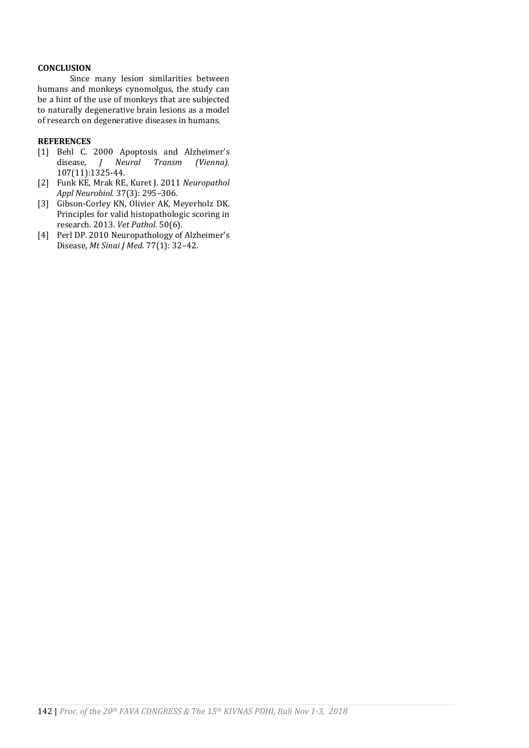**CONCLUSION**

Since many lesion similarities between humans and monkeys cynomolgus, the study can be a hint of the use of monkeys that are subjected to naturally degenerative brain lesions as a model of research on degenerative diseases in humans.

**REFERENCES**

[1] Behl C. 2000 Apoptosis and Alzheimer's disease, *J Neural Transm (Vienna).* 107(11):1325-44.

[2] Funk KE, Mrak RE, Kuret J. 2011 *Neuropathol Appl Neurobiol.* 37(3): 295–306.

[3] Gibson-Corley KN, Olivier AK, Meyerholz DK. Principles for valid histopathologic scoring in research. 2013. *Vet Pathol*. 50(6).

[4] Perl DP. 2010 Neuropathology of Alzheimer's Disease, *Mt Sinai J Med*. 77(1): 32–42.